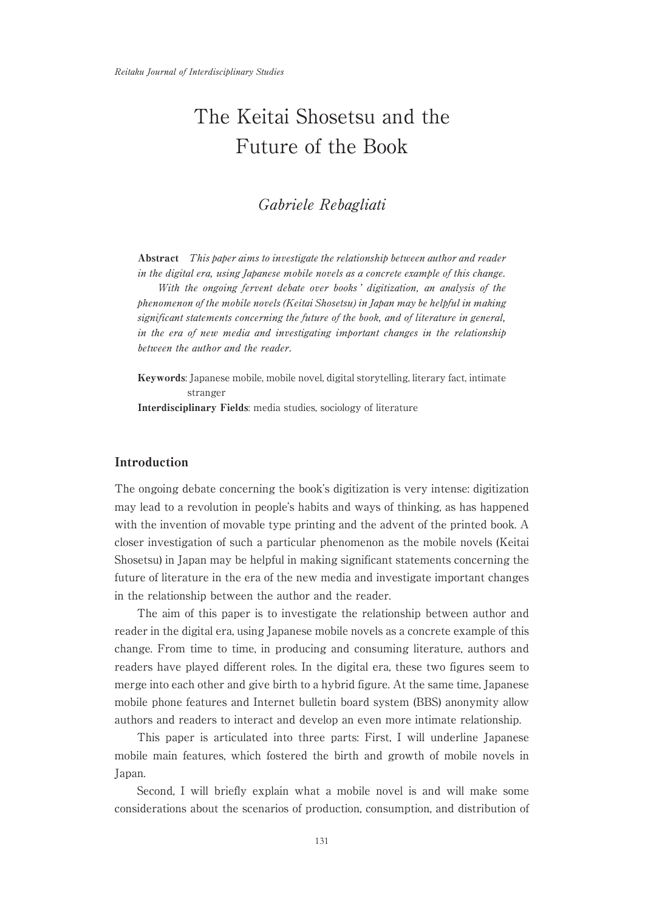# The Keitai Shosetsu and the Future of the Book

*Gabriele Rebagliati*

**Abstract** *This paper aims to investigate the relationship between author and reader in the digital era, using Japanese mobile novels as a concrete example of this change.*

*With the ongoing fervent debate over books' digitization, an analysis of the phenomenon of the mobile novels (Keitai Shosetsu) in Japan may be helpful in making significant statements concerning the future of the book, and of literature in general, in the era of new media and investigating important changes in the relationship between the author and the reader.*

**Keywords**: Japanese mobile, mobile novel, digital storytelling, literary fact, intimate stranger

**Interdisciplinary Fields**: media studies, sociology of literature

## Introduction

The ongoing debate concerning the book's digitization is very intense: digitization may lead to a revolution in people's habits and ways of thinking, as has happened with the invention of movable type printing and the advent of the printed book. A closer investigation of such a particular phenomenon as the mobile novels (Keitai Shosetsu) in Japan may be helpful in making significant statements concerning the future of literature in the era of the new media and investigate important changes in the relationship between the author and the reader.

The aim of this paper is to investigate the relationship between author and reader in the digital era, using Japanese mobile novels as a concrete example of this change. From time to time, in producing and consuming literature, authors and readers have played different roles. In the digital era, these two figures seem to merge into each other and give birth to a hybrid figure. At the same time, Japanese mobile phone features and Internet bulletin board system (BBS) anonymity allow authors and readers to interact and develop an even more intimate relationship.

This paper is articulated into three parts: First, I will underline Japanese mobile main features, which fostered the birth and growth of mobile novels in Japan.

Second, I will briefly explain what a mobile novel is and will make some considerations about the scenarios of production, consumption, and distribution of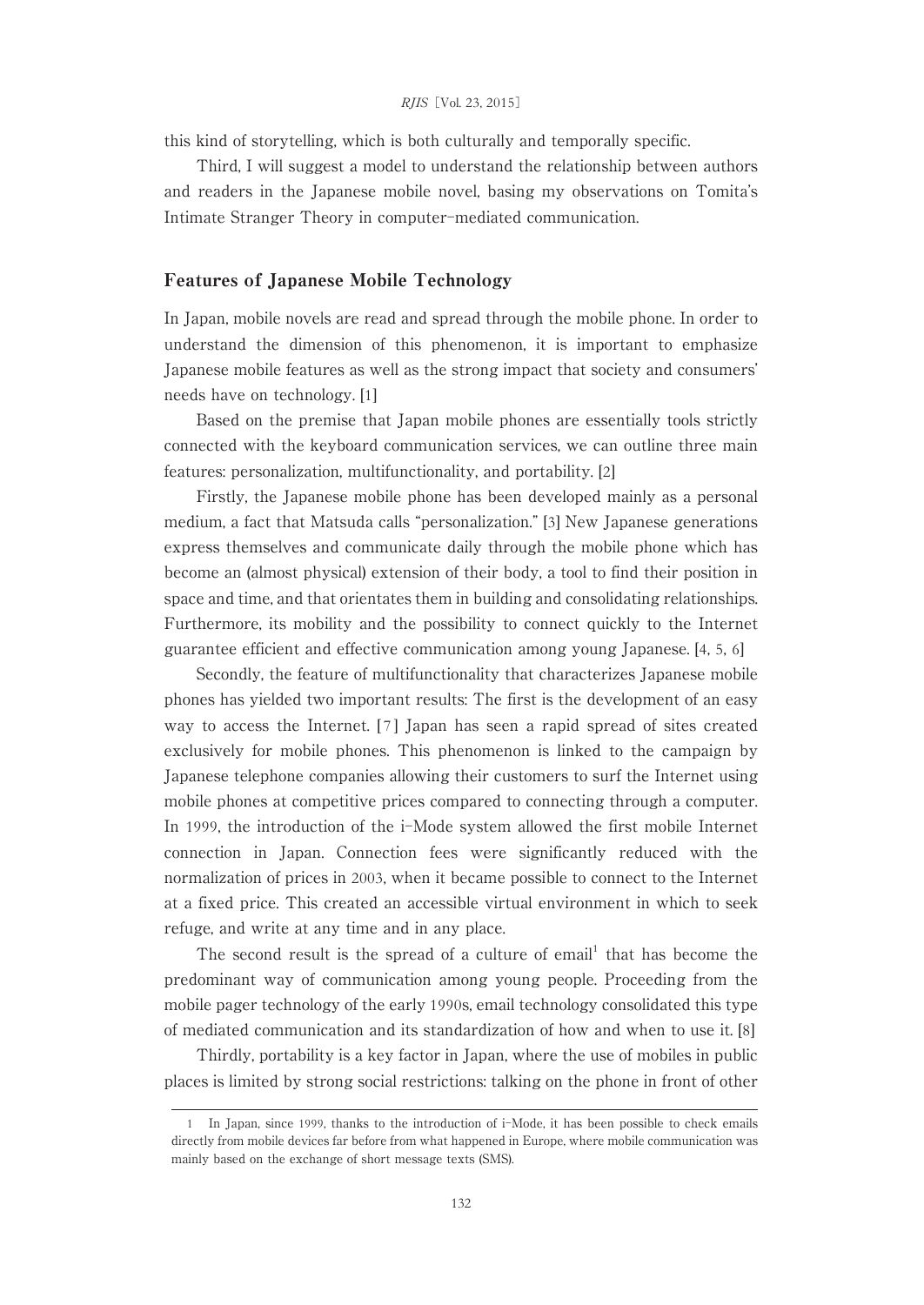this kind of storytelling, which is both culturally and temporally specific.

Third, I will suggest a model to understand the relationship between authors and readers in the Japanese mobile novel, basing my observations on Tomita's Intimate Stranger Theory in computer-mediated communication.

## Features of Japanese Mobile Technology

In Japan, mobile novels are read and spread through the mobile phone. In order to understand the dimension of this phenomenon, it is important to emphasize Japanese mobile features as well as the strong impact that society and consumers' needs have on technology. [1]

Based on the premise that Japan mobile phones are essentially tools strictly connected with the keyboard communication services, we can outline three main features: personalization, multifunctionality, and portability. [2]

Firstly, the Japanese mobile phone has been developed mainly as a personal medium, a fact that Matsuda calls "personalization." [3] New Japanese generations express themselves and communicate daily through the mobile phone which has become an (almost physical) extension of their body, a tool to find their position in space and time, and that orientates them in building and consolidating relationships. Furthermore, its mobility and the possibility to connect quickly to the Internet guarantee efficient and effective communication among young Japanese. [4, 5, 6]

Secondly, the feature of multifunctionality that characterizes Japanese mobile phones has yielded two important results: The first is the development of an easy way to access the Internet. [7] Japan has seen a rapid spread of sites created exclusively for mobile phones. This phenomenon is linked to the campaign by Japanese telephone companies allowing their customers to surf the Internet using mobile phones at competitive prices compared to connecting through a computer. In 1999, the introduction of the i-Mode system allowed the first mobile Internet connection in Japan. Connection fees were significantly reduced with the normalization of prices in 2003, when it became possible to connect to the Internet at a fixed price. This created an accessible virtual environment in which to seek refuge, and write at any time and in any place.

The second result is the spread of a culture of email[1] that has become the predominant way of communication among young people. Proceeding from the mobile pager technology of the early 1990s, email technology consolidated this type of mediated communication and its standardization of how and when to use it. [8]

Thirdly, portability is a key factor in Japan, where the use of mobiles in public places is limited by strong social restrictions: talking on the phone in front of other

---

1 In Japan, since 1999, thanks to the introduction of i-Mode, it has been possible to check emails directly from mobile devices far before from what happened in Europe, where mobile communication was mainly based on the exchange of short message texts (SMS).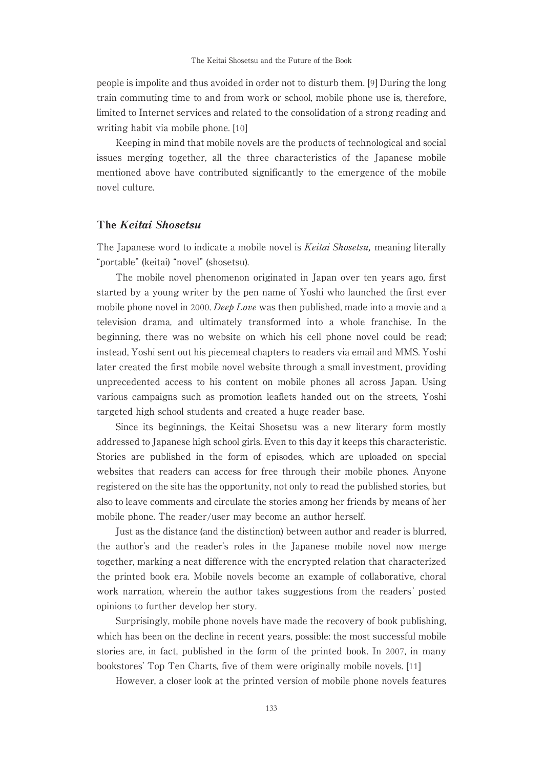people is impolite and thus avoided in order not to disturb them. [9] During the long train commuting time to and from work or school, mobile phone use is, therefore, limited to Internet services and related to the consolidation of a strong reading and writing habit via mobile phone. [10]

Keeping in mind that mobile novels are the products of technological and social issues merging together, all the three characteristics of the Japanese mobile mentioned above have contributed significantly to the emergence of the mobile novel culture.

## The *Keitai Shosetsu*

The Japanese word to indicate a mobile novel is *Keitai Shosetsu,* meaning literally "portable" (keitai) "novel" (shosetsu).

The mobile novel phenomenon originated in Japan over ten years ago, first started by a young writer by the pen name of Yoshi who launched the first ever mobile phone novel in 2000. *Deep Love* was then published, made into a movie and a television drama, and ultimately transformed into a whole franchise. In the beginning, there was no website on which his cell phone novel could be read; instead, Yoshi sent out his piecemeal chapters to readers via email and MMS. Yoshi later created the first mobile novel website through a small investment, providing unprecedented access to his content on mobile phones all across Japan. Using various campaigns such as promotion leaflets handed out on the streets, Yoshi targeted high school students and created a huge reader base.

Since its beginnings, the Keitai Shosetsu was a new literary form mostly addressed to Japanese high school girls. Even to this day it keeps this characteristic. Stories are published in the form of episodes, which are uploaded on special websites that readers can access for free through their mobile phones. Anyone registered on the site has the opportunity, not only to read the published stories, but also to leave comments and circulate the stories among her friends by means of her mobile phone. The reader/user may become an author herself.

Just as the distance (and the distinction) between author and reader is blurred, the author's and the reader's roles in the Japanese mobile novel now merge together, marking a neat difference with the encrypted relation that characterized the printed book era. Mobile novels become an example of collaborative, choral work narration, wherein the author takes suggestions from the readers' posted opinions to further develop her story.

Surprisingly, mobile phone novels have made the recovery of book publishing, which has been on the decline in recent years, possible: the most successful mobile stories are, in fact, published in the form of the printed book. In 2007, in many bookstores' Top Ten Charts, five of them were originally mobile novels. [11]

However, a closer look at the printed version of mobile phone novels features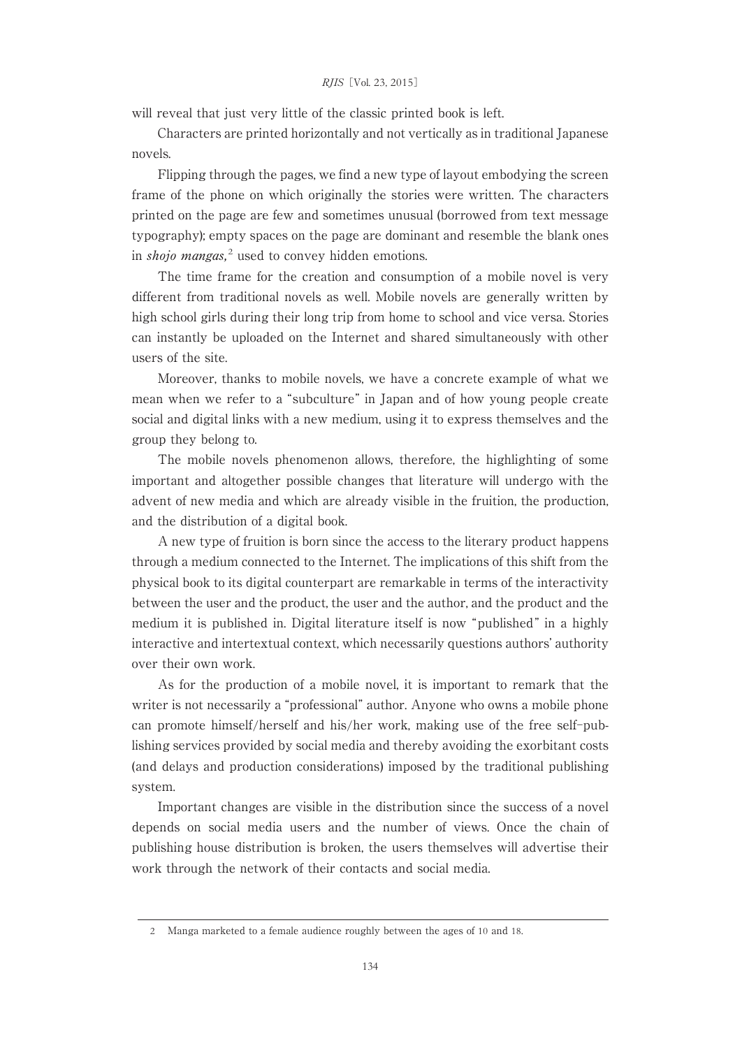will reveal that just very little of the classic printed book is left.

Characters are printed horizontally and not vertically as in traditional Japanese novels.

Flipping through the pages, we find a new type of layout embodying the screen frame of the phone on which originally the stories were written. The characters printed on the page are few and sometimes unusual (borrowed from text message typography); empty spaces on the page are dominant and resemble the blank ones in *shojo mangas,*[2] used to convey hidden emotions.

The time frame for the creation and consumption of a mobile novel is very different from traditional novels as well. Mobile novels are generally written by high school girls during their long trip from home to school and vice versa. Stories can instantly be uploaded on the Internet and shared simultaneously with other users of the site.

Moreover, thanks to mobile novels, we have a concrete example of what we mean when we refer to a "subculture" in Japan and of how young people create social and digital links with a new medium, using it to express themselves and the group they belong to.

The mobile novels phenomenon allows, therefore, the highlighting of some important and altogether possible changes that literature will undergo with the advent of new media and which are already visible in the fruition, the production, and the distribution of a digital book.

A new type of fruition is born since the access to the literary product happens through a medium connected to the Internet. The implications of this shift from the physical book to its digital counterpart are remarkable in terms of the interactivity between the user and the product, the user and the author, and the product and the medium it is published in. Digital literature itself is now "published" in a highly interactive and intertextual context, which necessarily questions authors' authority over their own work.

As for the production of a mobile novel, it is important to remark that the writer is not necessarily a "professional" author. Anyone who owns a mobile phone can promote himself/herself and his/her work, making use of the free self-publishing services provided by social media and thereby avoiding the exorbitant costs (and delays and production considerations) imposed by the traditional publishing system.

Important changes are visible in the distribution since the success of a novel depends on social media users and the number of views. Once the chain of publishing house distribution is broken, the users themselves will advertise their work through the network of their contacts and social media.

---

2 Manga marketed to a female audience roughly between the ages of 10 and 18.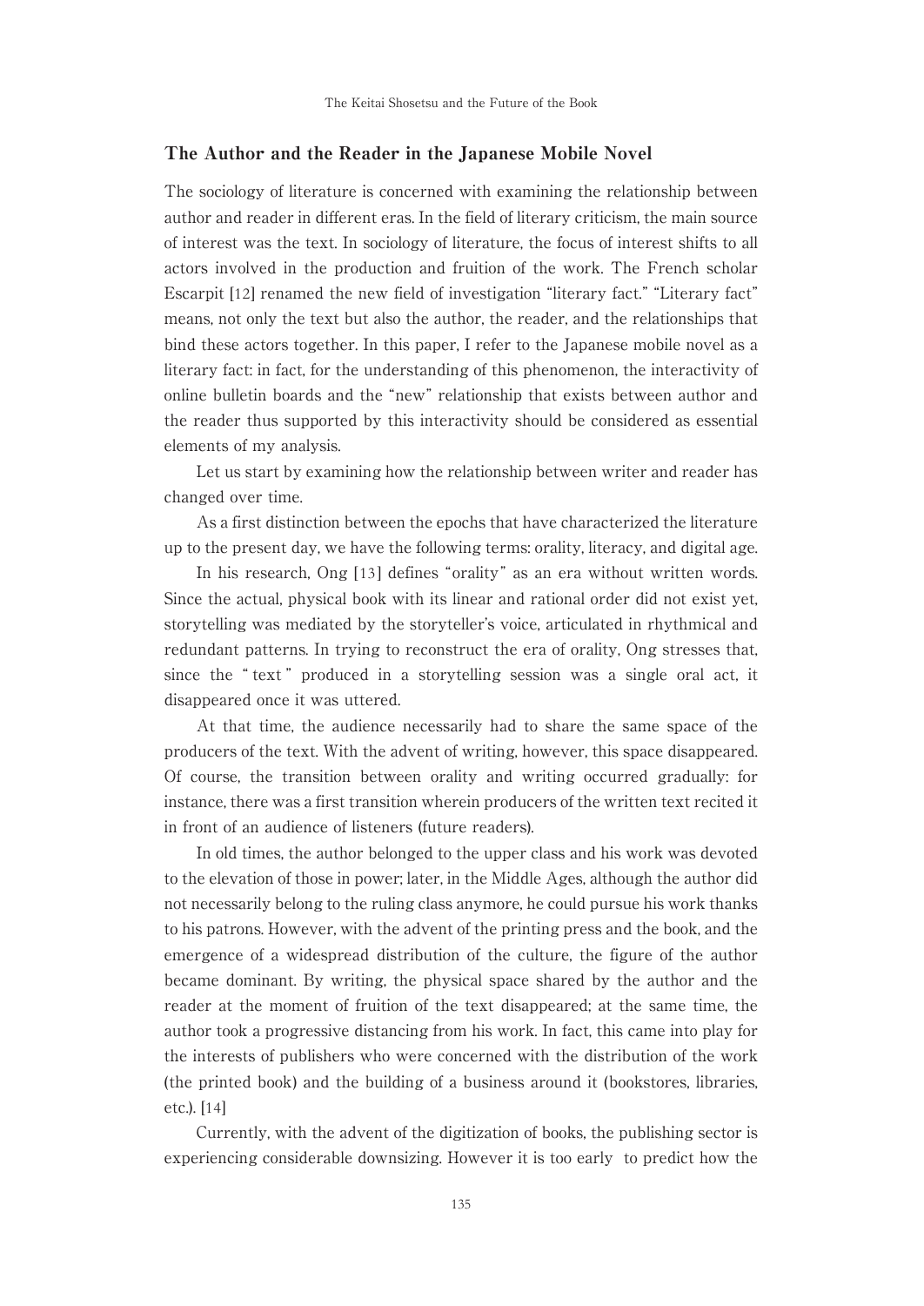## The Author and the Reader in the Japanese Mobile Novel

The sociology of literature is concerned with examining the relationship between author and reader in different eras. In the field of literary criticism, the main source of interest was the text. In sociology of literature, the focus of interest shifts to all actors involved in the production and fruition of the work. The French scholar Escarpit [12] renamed the new field of investigation "literary fact." "Literary fact" means, not only the text but also the author, the reader, and the relationships that bind these actors together. In this paper, I refer to the Japanese mobile novel as a literary fact: in fact, for the understanding of this phenomenon, the interactivity of online bulletin boards and the "new" relationship that exists between author and the reader thus supported by this interactivity should be considered as essential elements of my analysis.

Let us start by examining how the relationship between writer and reader has changed over time.

As a first distinction between the epochs that have characterized the literature up to the present day, we have the following terms: orality, literacy, and digital age.

In his research, Ong [13] defines "orality" as an era without written words. Since the actual, physical book with its linear and rational order did not exist yet, storytelling was mediated by the storyteller's voice, articulated in rhythmical and redundant patterns. In trying to reconstruct the era of orality, Ong stresses that, since the " text " produced in a storytelling session was a single oral act, it disappeared once it was uttered.

At that time, the audience necessarily had to share the same space of the producers of the text. With the advent of writing, however, this space disappeared. Of course, the transition between orality and writing occurred gradually: for instance, there was a first transition wherein producers of the written text recited it in front of an audience of listeners (future readers).

In old times, the author belonged to the upper class and his work was devoted to the elevation of those in power; later, in the Middle Ages, although the author did not necessarily belong to the ruling class anymore, he could pursue his work thanks to his patrons. However, with the advent of the printing press and the book, and the emergence of a widespread distribution of the culture, the figure of the author became dominant. By writing, the physical space shared by the author and the reader at the moment of fruition of the text disappeared; at the same time, the author took a progressive distancing from his work. In fact, this came into play for the interests of publishers who were concerned with the distribution of the work (the printed book) and the building of a business around it (bookstores, libraries, etc.). [14]

Currently, with the advent of the digitization of books, the publishing sector is experiencing considerable downsizing. However it is too early to predict how the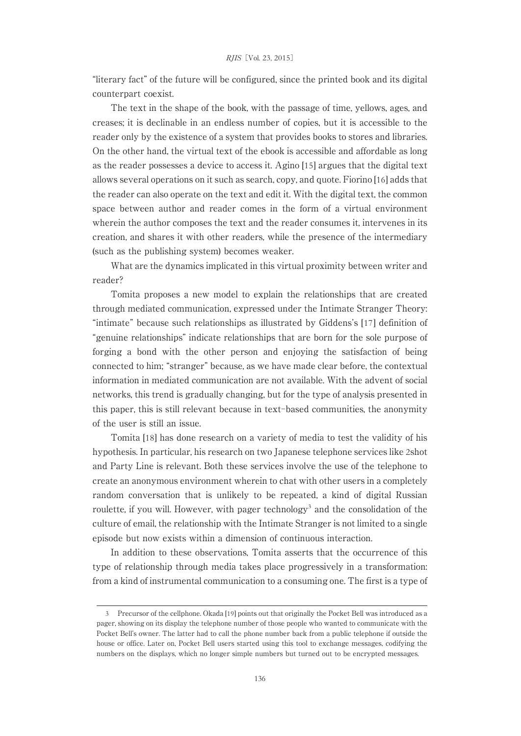"literary fact" of the future will be configured, since the printed book and its digital counterpart coexist.

The text in the shape of the book, with the passage of time, yellows, ages, and creases; it is declinable in an endless number of copies, but it is accessible to the reader only by the existence of a system that provides books to stores and libraries. On the other hand, the virtual text of the ebook is accessible and affordable as long as the reader possesses a device to access it. Agino [15] argues that the digital text allows several operations on it such as search, copy, and quote. Fiorino [16] adds that the reader can also operate on the text and edit it. With the digital text, the common space between author and reader comes in the form of a virtual environment wherein the author composes the text and the reader consumes it, intervenes in its creation, and shares it with other readers, while the presence of the intermediary (such as the publishing system) becomes weaker.

What are the dynamics implicated in this virtual proximity between writer and reader?

Tomita proposes a new model to explain the relationships that are created through mediated communication, expressed under the Intimate Stranger Theory: "intimate" because such relationships as illustrated by Giddens's [17] definition of "genuine relationships" indicate relationships that are born for the sole purpose of forging a bond with the other person and enjoying the satisfaction of being connected to him; "stranger" because, as we have made clear before, the contextual information in mediated communication are not available. With the advent of social networks, this trend is gradually changing, but for the type of analysis presented in this paper, this is still relevant because in text-based communities, the anonymity of the user is still an issue.

Tomita [18] has done research on a variety of media to test the validity of his hypothesis. In particular, his research on two Japanese telephone services like 2shot and Party Line is relevant. Both these services involve the use of the telephone to create an anonymous environment wherein to chat with other users in a completely random conversation that is unlikely to be repeated, a kind of digital Russian roulette, if you will. However, with pager technology[3] and the consolidation of the culture of email, the relationship with the Intimate Stranger is not limited to a single episode but now exists within a dimension of continuous interaction.

In addition to these observations, Tomita asserts that the occurrence of this type of relationship through media takes place progressively in a transformation: from a kind of instrumental communication to a consuming one. The first is a type of

---

3 Precursor of the cellphone. Okada [19] points out that originally the Pocket Bell was introduced as a pager, showing on its display the telephone number of those people who wanted to communicate with the Pocket Bell's owner. The latter had to call the phone number back from a public telephone if outside the house or office. Later on, Pocket Bell users started using this tool to exchange messages, codifying the numbers on the displays, which no longer simple numbers but turned out to be encrypted messages.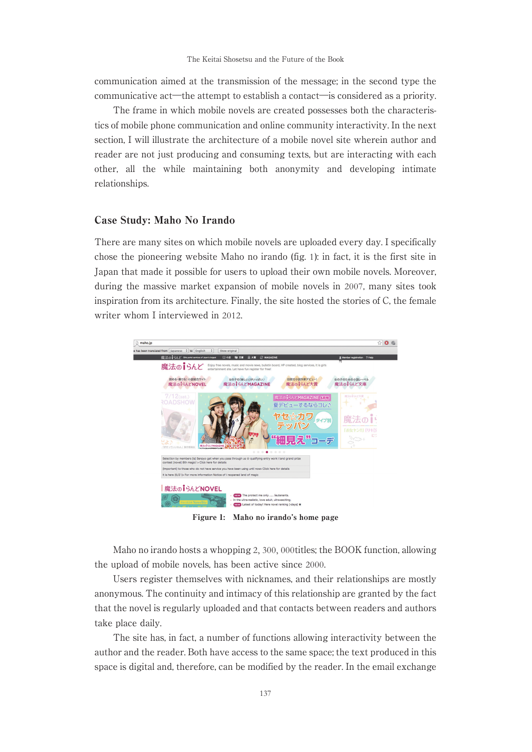communication aimed at the transmission of the message; in the second type the communicative act—the attempt to establish a contact—is considered as a priority.

The frame in which mobile novels are created possesses both the characteristics of mobile phone communication and online community interactivity. In the next section, I will illustrate the architecture of a mobile novel site wherein author and reader are not just producing and consuming texts, but are interacting with each other, all the while maintaining both anonymity and developing intimate relationships.

## Case Study: Maho No Irando

There are many sites on which mobile novels are uploaded every day. I specifically chose the pioneering website Maho no irando (fig. 1): in fact, it is the first site in Japan that made it possible for users to upload their own mobile novels. Moreover, during the massive market expansion of mobile novels in 2007, many sites took inspiration from its architecture. Finally, the site hosted the stories of C, the female writer whom I interviewed in 2012.

**Figure 1: Maho no irando's home page**

Maho no irando hosts a whopping 2, 300, 000titles; the BOOK function, allowing the upload of mobile novels, has been active since 2000.

Users register themselves with nicknames, and their relationships are mostly anonymous. The continuity and intimacy of this relationship are granted by the fact that the novel is regularly uploaded and that contacts between readers and authors take place daily.

The site has, in fact, a number of functions allowing interactivity between the author and the reader. Both have access to the same space; the text produced in this space is digital and, therefore, can be modified by the reader. In the email exchange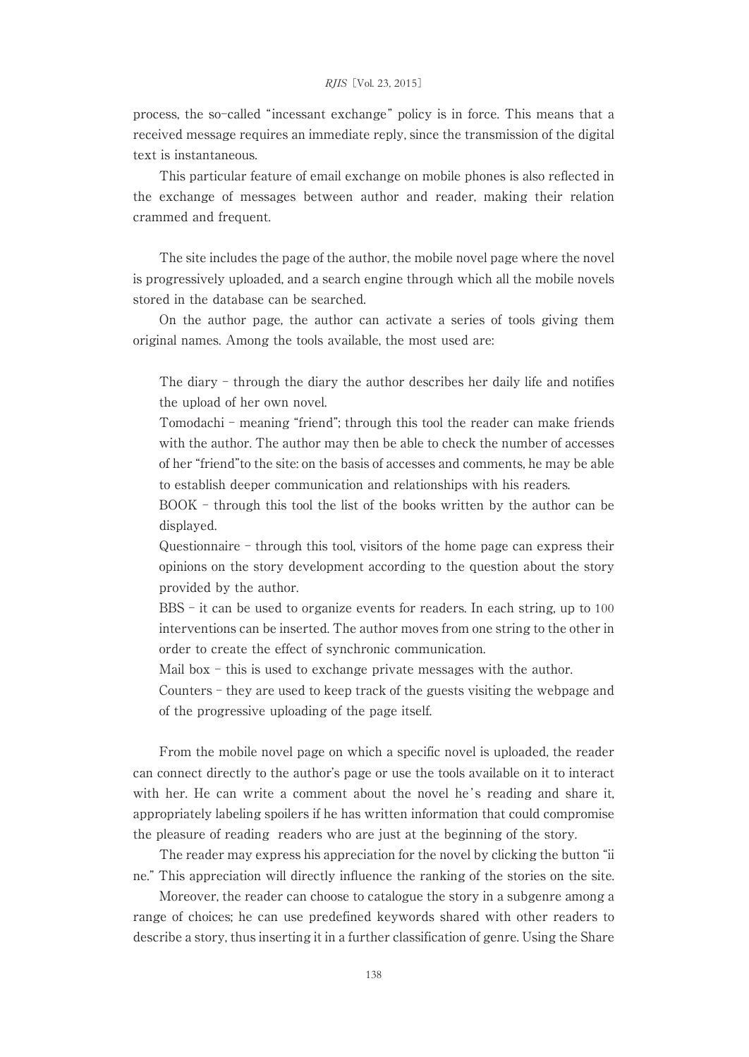process, the so-called "incessant exchange" policy is in force. This means that a received message requires an immediate reply, since the transmission of the digital text is instantaneous.

This particular feature of email exchange on mobile phones is also reflected in the exchange of messages between author and reader, making their relation crammed and frequent.

The site includes the page of the author, the mobile novel page where the novel is progressively uploaded, and a search engine through which all the mobile novels stored in the database can be searched.

On the author page, the author can activate a series of tools giving them original names. Among the tools available, the most used are:

The diary – through the diary the author describes her daily life and notifies the upload of her own novel.

Tomodachi – meaning "friend"; through this tool the reader can make friends with the author. The author may then be able to check the number of accesses of her "friend"to the site: on the basis of accesses and comments, he may be able to establish deeper communication and relationships with his readers.

BOOK – through this tool the list of the books written by the author can be displayed.

Questionnaire – through this tool, visitors of the home page can express their opinions on the story development according to the question about the story provided by the author.

BBS – it can be used to organize events for readers. In each string, up to 100 interventions can be inserted. The author moves from one string to the other in order to create the effect of synchronic communication.

Mail box – this is used to exchange private messages with the author.

Counters – they are used to keep track of the guests visiting the webpage and of the progressive uploading of the page itself.

From the mobile novel page on which a specific novel is uploaded, the reader can connect directly to the author's page or use the tools available on it to interact with her. He can write a comment about the novel he's reading and share it, appropriately labeling spoilers if he has written information that could compromise the pleasure of reading readers who are just at the beginning of the story.

The reader may express his appreciation for the novel by clicking the button "ii ne." This appreciation will directly influence the ranking of the stories on the site.

Moreover, the reader can choose to catalogue the story in a subgenre among a range of choices; he can use predefined keywords shared with other readers to describe a story, thus inserting it in a further classification of genre. Using the Share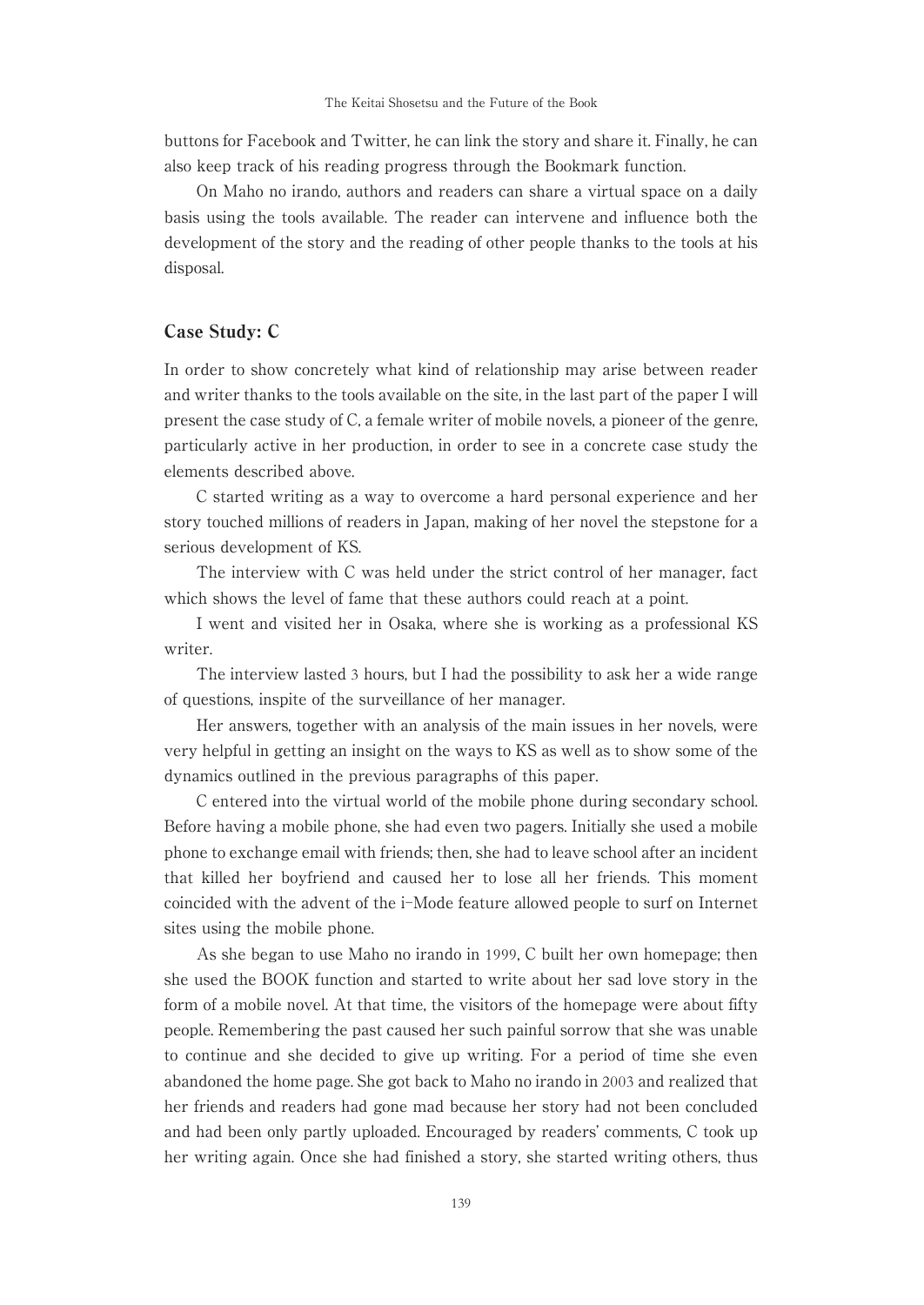buttons for Facebook and Twitter, he can link the story and share it. Finally, he can also keep track of his reading progress through the Bookmark function.

On Maho no irando, authors and readers can share a virtual space on a daily basis using the tools available. The reader can intervene and influence both the development of the story and the reading of other people thanks to the tools at his disposal.

## Case Study: C

In order to show concretely what kind of relationship may arise between reader and writer thanks to the tools available on the site, in the last part of the paper I will present the case study of C, a female writer of mobile novels, a pioneer of the genre, particularly active in her production, in order to see in a concrete case study the elements described above.

C started writing as a way to overcome a hard personal experience and her story touched millions of readers in Japan, making of her novel the stepstone for a serious development of KS.

The interview with C was held under the strict control of her manager, fact which shows the level of fame that these authors could reach at a point.

I went and visited her in Osaka, where she is working as a professional KS writer.

The interview lasted 3 hours, but I had the possibility to ask her a wide range of questions, inspite of the surveillance of her manager.

Her answers, together with an analysis of the main issues in her novels, were very helpful in getting an insight on the ways to KS as well as to show some of the dynamics outlined in the previous paragraphs of this paper.

C entered into the virtual world of the mobile phone during secondary school. Before having a mobile phone, she had even two pagers. Initially she used a mobile phone to exchange email with friends; then, she had to leave school after an incident that killed her boyfriend and caused her to lose all her friends. This moment coincided with the advent of the i-Mode feature allowed people to surf on Internet sites using the mobile phone.

As she began to use Maho no irando in 1999, C built her own homepage; then she used the BOOK function and started to write about her sad love story in the form of a mobile novel. At that time, the visitors of the homepage were about fifty people. Remembering the past caused her such painful sorrow that she was unable to continue and she decided to give up writing. For a period of time she even abandoned the home page. She got back to Maho no irando in 2003 and realized that her friends and readers had gone mad because her story had not been concluded and had been only partly uploaded. Encouraged by readers' comments, C took up her writing again. Once she had finished a story, she started writing others, thus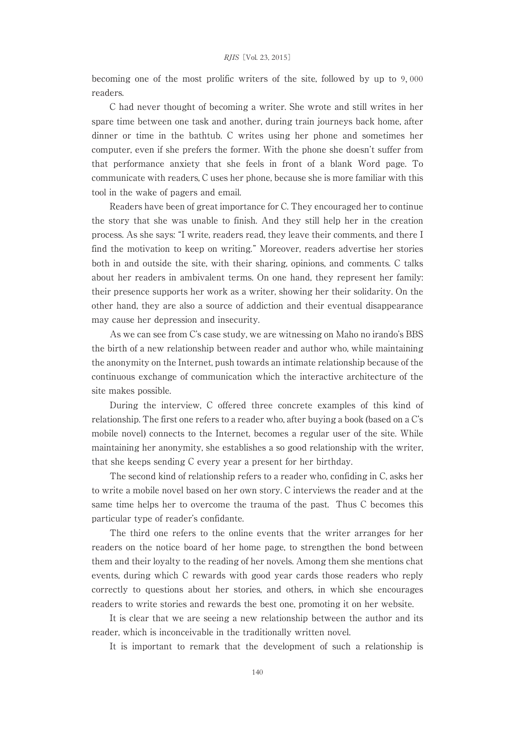becoming one of the most prolific writers of the site, followed by up to 9,000 readers.

C had never thought of becoming a writer. She wrote and still writes in her spare time between one task and another, during train journeys back home, after dinner or time in the bathtub. C writes using her phone and sometimes her computer, even if she prefers the former. With the phone she doesn't suffer from that performance anxiety that she feels in front of a blank Word page. To communicate with readers, C uses her phone, because she is more familiar with this tool in the wake of pagers and email.

Readers have been of great importance for C. They encouraged her to continue the story that she was unable to finish. And they still help her in the creation process. As she says: "I write, readers read, they leave their comments, and there I find the motivation to keep on writing." Moreover, readers advertise her stories both in and outside the site, with their sharing, opinions, and comments. C talks about her readers in ambivalent terms. On one hand, they represent her family: their presence supports her work as a writer, showing her their solidarity. On the other hand, they are also a source of addiction and their eventual disappearance may cause her depression and insecurity.

As we can see from C's case study, we are witnessing on Maho no irando's BBS the birth of a new relationship between reader and author who, while maintaining the anonymity on the Internet, push towards an intimate relationship because of the continuous exchange of communication which the interactive architecture of the site makes possible.

During the interview, C offered three concrete examples of this kind of relationship. The first one refers to a reader who, after buying a book (based on a C's mobile novel) connects to the Internet, becomes a regular user of the site. While maintaining her anonymity, she establishes a so good relationship with the writer, that she keeps sending C every year a present for her birthday.

The second kind of relationship refers to a reader who, confiding in C, asks her to write a mobile novel based on her own story. C interviews the reader and at the same time helps her to overcome the trauma of the past. Thus C becomes this particular type of reader's confidante.

The third one refers to the online events that the writer arranges for her readers on the notice board of her home page, to strengthen the bond between them and their loyalty to the reading of her novels. Among them she mentions chat events, during which C rewards with good year cards those readers who reply correctly to questions about her stories, and others, in which she encourages readers to write stories and rewards the best one, promoting it on her website.

It is clear that we are seeing a new relationship between the author and its reader, which is inconceivable in the traditionally written novel.

It is important to remark that the development of such a relationship is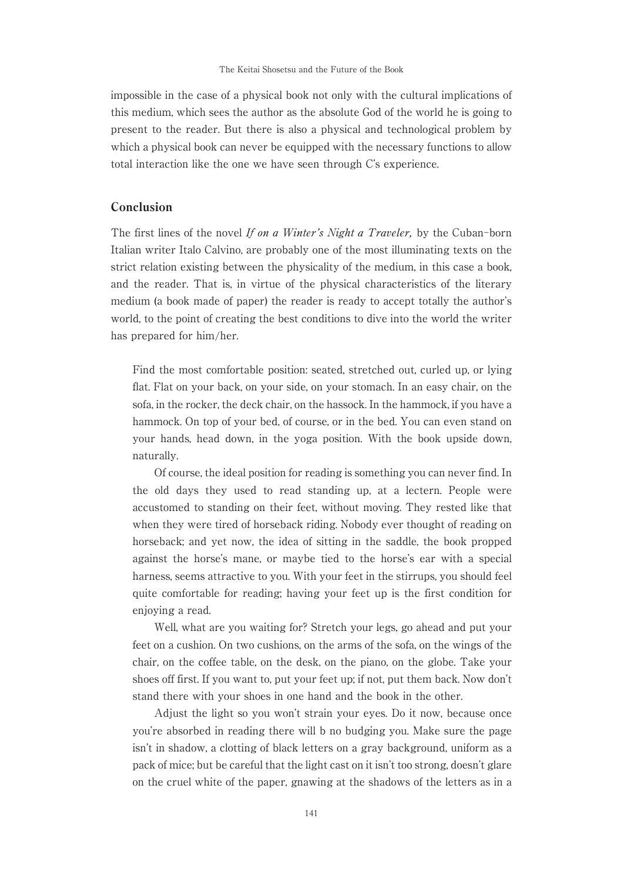impossible in the case of a physical book not only with the cultural implications of this medium, which sees the author as the absolute God of the world he is going to present to the reader. But there is also a physical and technological problem by which a physical book can never be equipped with the necessary functions to allow total interaction like the one we have seen through C's experience.

## Conclusion

The first lines of the novel *If on a Winter's Night a Traveler,* by the Cuban-born Italian writer Italo Calvino, are probably one of the most illuminating texts on the strict relation existing between the physicality of the medium, in this case a book, and the reader. That is, in virtue of the physical characteristics of the literary medium (a book made of paper) the reader is ready to accept totally the author's world, to the point of creating the best conditions to dive into the world the writer has prepared for him/her.

> Find the most comfortable position: seated, stretched out, curled up, or lying flat. Flat on your back, on your side, on your stomach. In an easy chair, on the sofa, in the rocker, the deck chair, on the hassock. In the hammock, if you have a hammock. On top of your bed, of course, or in the bed. You can even stand on your hands, head down, in the yoga position. With the book upside down, naturally.
>
> Of course, the ideal position for reading is something you can never find. In the old days they used to read standing up, at a lectern. People were accustomed to standing on their feet, without moving. They rested like that when they were tired of horseback riding. Nobody ever thought of reading on horseback; and yet now, the idea of sitting in the saddle, the book propped against the horse's mane, or maybe tied to the horse's ear with a special harness, seems attractive to you. With your feet in the stirrups, you should feel quite comfortable for reading; having your feet up is the first condition for enjoying a read.
>
> Well, what are you waiting for? Stretch your legs, go ahead and put your feet on a cushion. On two cushions, on the arms of the sofa, on the wings of the chair, on the coffee table, on the desk, on the piano, on the globe. Take your shoes off first. If you want to, put your feet up; if not, put them back. Now don't stand there with your shoes in one hand and the book in the other.
>
> Adjust the light so you won't strain your eyes. Do it now, because once you're absorbed in reading there will b no budging you. Make sure the page isn't in shadow, a clotting of black letters on a gray background, uniform as a pack of mice; but be careful that the light cast on it isn't too strong, doesn't glare on the cruel white of the paper, gnawing at the shadows of the letters as in a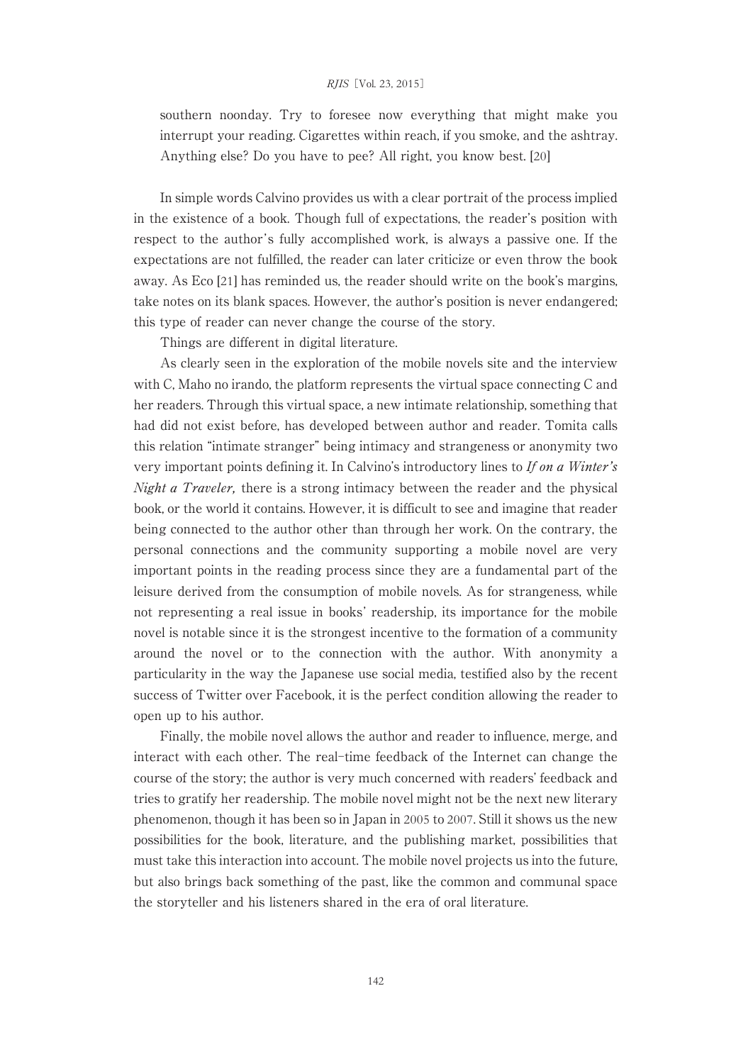> southern noonday. Try to foresee now everything that might make you interrupt your reading. Cigarettes within reach, if you smoke, and the ashtray. Anything else? Do you have to pee? All right, you know best. [20]

In simple words Calvino provides us with a clear portrait of the process implied in the existence of a book. Though full of expectations, the reader's position with respect to the author's fully accomplished work, is always a passive one. If the expectations are not fulfilled, the reader can later criticize or even throw the book away. As Eco [21] has reminded us, the reader should write on the book's margins, take notes on its blank spaces. However, the author's position is never endangered; this type of reader can never change the course of the story.

Things are different in digital literature.

As clearly seen in the exploration of the mobile novels site and the interview with C, Maho no irando, the platform represents the virtual space connecting C and her readers. Through this virtual space, a new intimate relationship, something that had did not exist before, has developed between author and reader. Tomita calls this relation "intimate stranger" being intimacy and strangeness or anonymity two very important points defining it. In Calvino's introductory lines to *If on a Winter's Night a Traveler,* there is a strong intimacy between the reader and the physical book, or the world it contains. However, it is difficult to see and imagine that reader being connected to the author other than through her work. On the contrary, the personal connections and the community supporting a mobile novel are very important points in the reading process since they are a fundamental part of the leisure derived from the consumption of mobile novels. As for strangeness, while not representing a real issue in books' readership, its importance for the mobile novel is notable since it is the strongest incentive to the formation of a community around the novel or to the connection with the author. With anonymity a particularity in the way the Japanese use social media, testified also by the recent success of Twitter over Facebook, it is the perfect condition allowing the reader to open up to his author.

Finally, the mobile novel allows the author and reader to influence, merge, and interact with each other. The real-time feedback of the Internet can change the course of the story; the author is very much concerned with readers' feedback and tries to gratify her readership. The mobile novel might not be the next new literary phenomenon, though it has been so in Japan in 2005 to 2007. Still it shows us the new possibilities for the book, literature, and the publishing market, possibilities that must take this interaction into account. The mobile novel projects us into the future, but also brings back something of the past, like the common and communal space the storyteller and his listeners shared in the era of oral literature.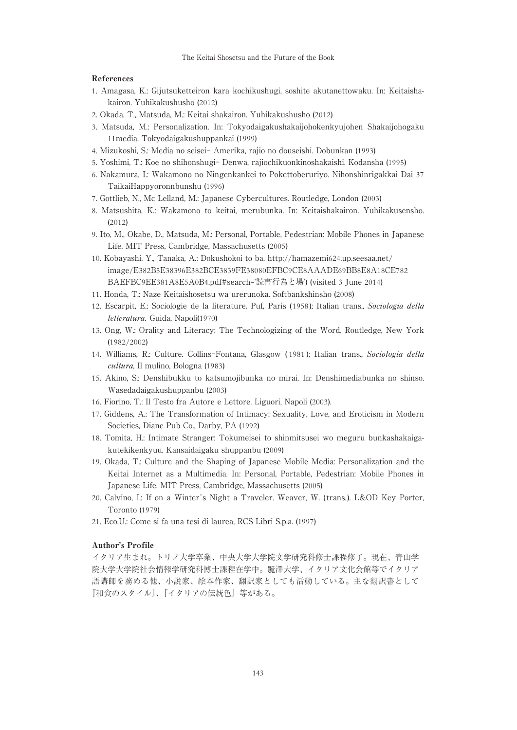### References

1. Amagasa, K.: Gijutsuketteiron kara kochikushugi, soshite akutanettowaku. In: Keitaishakairon. Yuhikakushusho (2012)
2. Okada, T., Matsuda, M.: Keitai shakairon. Yuhikakushusho (2012)
3. Matsuda, M.: Personalization. In: Tokyodaigakushakaijohokenkyujohen Shakaijohogaku 11media. Tokyodaigakushuppankai (1999)
4. Mizukoshi, S.: Media no seisei– Amerika, rajio no douseishi. Dobunkan (1993)
5. Yoshimi, T.: Koe no shihonshugi– Denwa, rajiochikuonkinoshakaishi. Kodansha (1995)
6. Nakamura, I.: Wakamono no Ningenkankei to Pokettoberuriyo. Nihonshinrigakkai Dai 37 TaikaiHappyoronnbunshu (1996)
7. Gottlieb, N., Mc Lelland, M.: Japanese Cybercultures. Routledge, London (2003)
8. Matsushita, K.: Wakamono to keitai, merubunka. In: Keitaishakairon. Yuhikakusensho. (2012)
9. Ito, M., Okabe, D., Matsuda, M.: Personal, Portable, Pedestrian: Mobile Phones in Japanese Life. MIT Press, Cambridge, Massachusetts (2005)
10. Kobayashi, Y., Tanaka, A.: Dokushokoi to ba. http://hamazemi624.up.seesaa.net/image/E382B5E38396E382BCE3839FE38080EFBC9CE8AAADE69BB8E8A18CE782BAEFBC9EE381A8E5A0B4.pdf#search='読書行為と場') (visited 3 June 2014)
11. Honda, T.: Naze Keitaishosetsu wa urerunoka. Softbankshinsho (2008)
12. Escarpit, E.: Sociologie de la literature. Puf, Paris (1958); Italian trans., *Sociologia della letteratura*. Guida, Napoli(1970)
13. Ong, W.: Orality and Literacy: The Technologizing of the Word. Routledge, New York (1982/2002)
14. Williams, R.: Culture. Collins-Fontana, Glasgow (1981); Italian trans., *Sociologia della cultura*, Il mulino, Bologna (1983)
15. Akino, S.: Denshibukku to katsumojibunka no mirai. In: Denshimediabunka no shinso. Wasedadaigakushuppanbu (2003)
16. Fiorino, T.: Il Testo fra Autore e Lettore. Liguori, Napoli (2003).
17. Giddens, A.: The Transformation of Intimacy: Sexuality, Love, and Eroticism in Modern Societies, Diane Pub Co., Darby, PA (1992)
18. Tomita, H.: Intimate Stranger: Tokumeisei to shinmitsusei wo meguru bunkashakaigakutekikenkyuu. Kansaidaigaku shuppanbu (2009)
19. Okada, T.: Culture and the Shaping of Japanese Mobile Media: Personalization and the Keitai Internet as a Multimedia. In: Personal, Portable, Pedestrian: Mobile Phones in Japanese Life. MIT Press, Cambridge, Massachusetts (2005)
20. Calvino, I.: If on a Winter's Night a Traveler. Weaver, W. (trans.). L&OD Key Porter, Toronto (1979)
21. Eco,U.: Come si fa una tesi di laurea, RCS Libri S.p.a. (1997)

### Author's Profile

イタリア生まれ。トリノ大学卒業、中央大学大学院文学研究科修士課程修了。現在、青山学院大学大学院社会情報学研究科博士課程在学中。麗澤大学、イタリア文化会館等でイタリア語講師を務める他、小説家、絵本作家、翻訳家としても活動している。主な翻訳書として『和食のスタイル』、『イタリアの伝統色』等がある。